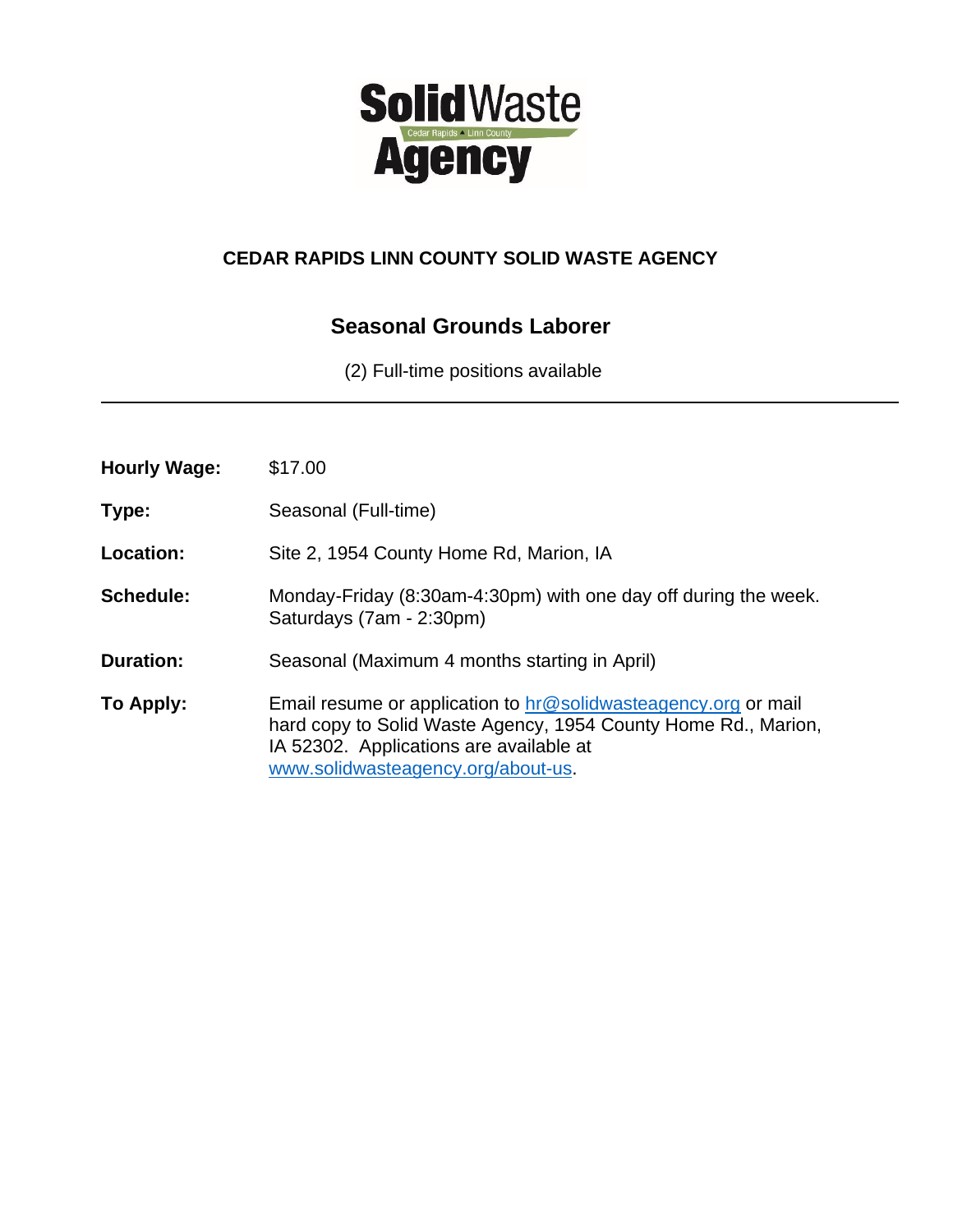**Solid Waste Agency**

Cedar Rapids ▲ Linn County

# CEDAR RAPIDS LINN COUNTY SOLID WASTE AGENCY

## Seasonal Grounds Laborer

(2) Full-time positions available

---

**Hourly Wage:** $17.00

**Type:** Seasonal (Full-time)

**Location:** Site 2, 1954 County Home Rd, Marion, IA

**Schedule:** Monday-Friday (8:30am-4:30pm) with one day off during the week. Saturdays (7am - 2:30pm)

**Duration:** Seasonal (Maximum 4 months starting in April)

**To Apply:** Email resume or application to hr@solidwasteagency.org or mail hard copy to Solid Waste Agency, 1954 County Home Rd., Marion, IA 52302. Applications are available at www.solidwasteagency.org/about-us.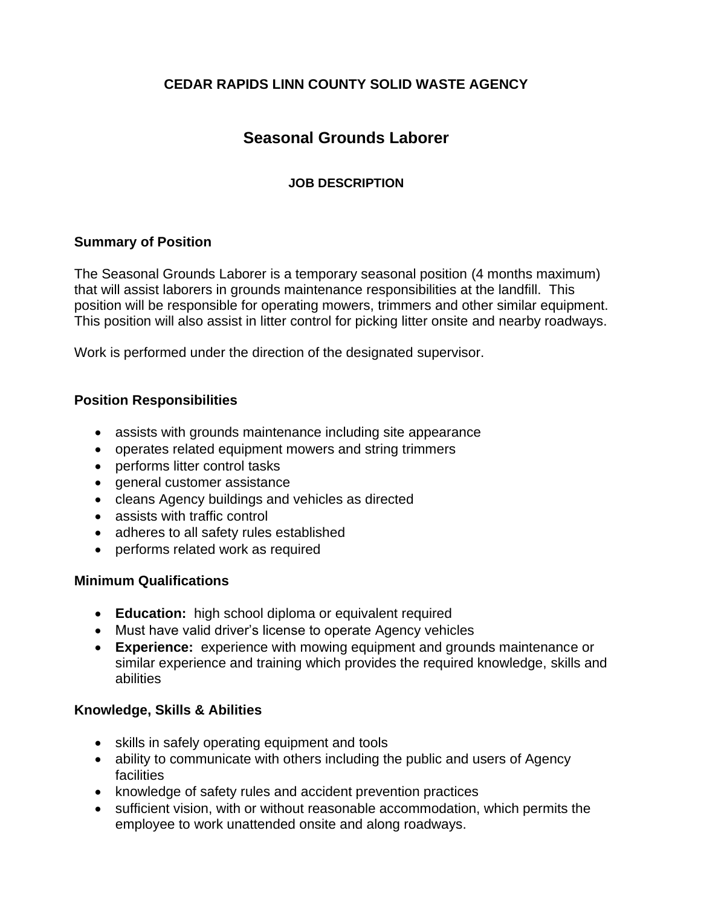**CEDAR RAPIDS LINN COUNTY SOLID WASTE AGENCY**

# Seasonal Grounds Laborer

**JOB DESCRIPTION**

## Summary of Position

The Seasonal Grounds Laborer is a temporary seasonal position (4 months maximum) that will assist laborers in grounds maintenance responsibilities at the landfill. This position will be responsible for operating mowers, trimmers and other similar equipment. This position will also assist in litter control for picking litter onsite and nearby roadways.

Work is performed under the direction of the designated supervisor.

## Position Responsibilities

- assists with grounds maintenance including site appearance
- operates related equipment mowers and string trimmers
- performs litter control tasks
- general customer assistance
- cleans Agency buildings and vehicles as directed
- assists with traffic control
- adheres to all safety rules established
- performs related work as required

## Minimum Qualifications

- **Education:** high school diploma or equivalent required
- Must have valid driver's license to operate Agency vehicles
- **Experience:** experience with mowing equipment and grounds maintenance or similar experience and training which provides the required knowledge, skills and abilities

## Knowledge, Skills & Abilities

- skills in safely operating equipment and tools
- ability to communicate with others including the public and users of Agency facilities
- knowledge of safety rules and accident prevention practices
- sufficient vision, with or without reasonable accommodation, which permits the employee to work unattended onsite and along roadways.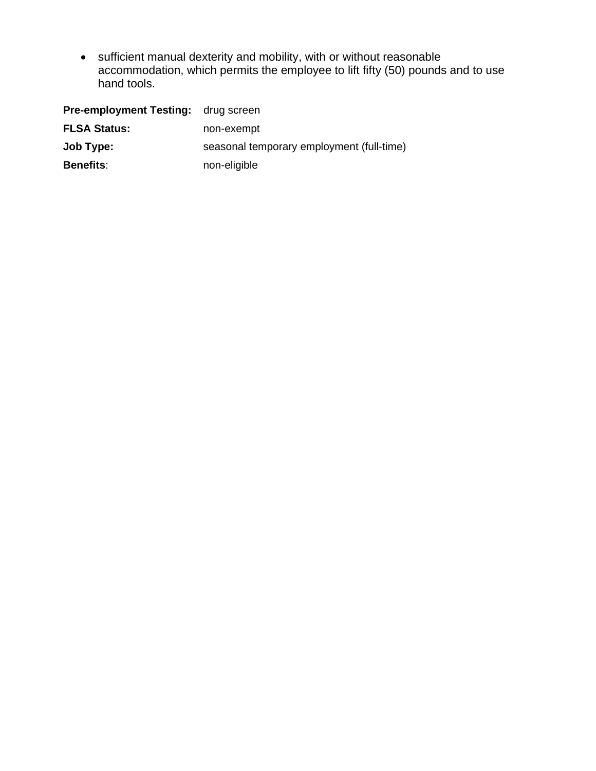- sufficient manual dexterity and mobility, with or without reasonable accommodation, which permits the employee to lift fifty (50) pounds and to use hand tools.

**Pre-employment Testing:** drug screen

**FLSA Status:** non-exempt

**Job Type:** seasonal temporary employment (full-time)

**Benefits**: non-eligible